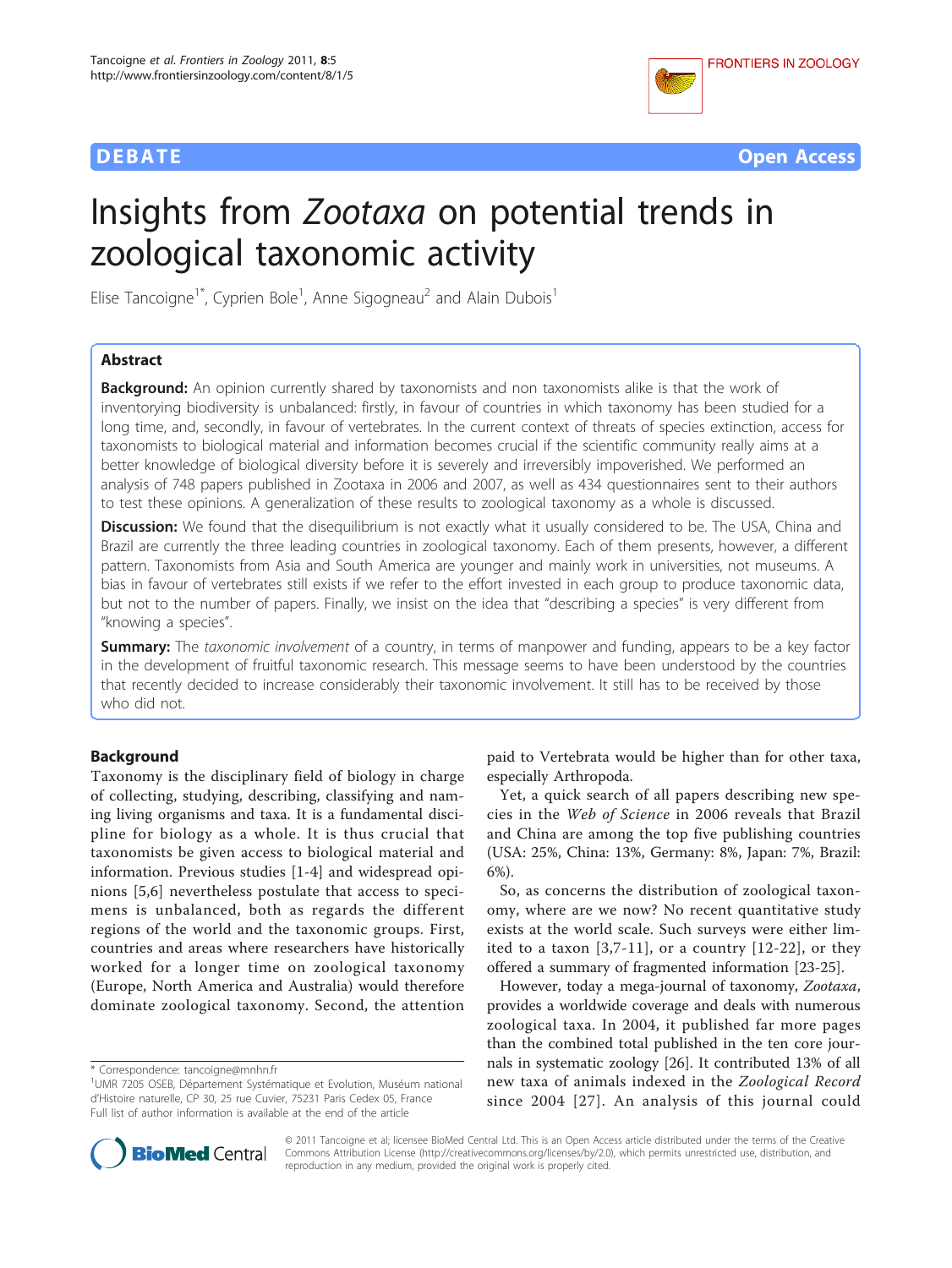**DEBATE** **Open Access**

# Insights from *Zootaxa* on potential trends in zoological taxonomic activity

Elise Tancoigne[1*], Cyprien Bole[1], Anne Sigogneau[2] and Alain Dubois[1]

## Abstract

**Background:** An opinion currently shared by taxonomists and non taxonomists alike is that the work of inventorying biodiversity is unbalanced: firstly, in favour of countries in which taxonomy has been studied for a long time, and, secondly, in favour of vertebrates. In the current context of threats of species extinction, access for taxonomists to biological material and information becomes crucial if the scientific community really aims at a better knowledge of biological diversity before it is severely and irreversibly impoverished. We performed an analysis of 748 papers published in Zootaxa in 2006 and 2007, as well as 434 questionnaires sent to their authors to test these opinions. A generalization of these results to zoological taxonomy as a whole is discussed.

**Discussion:** We found that the disequilibrium is not exactly what it usually considered to be. The USA, China and Brazil are currently the three leading countries in zoological taxonomy. Each of them presents, however, a different pattern. Taxonomists from Asia and South America are younger and mainly work in universities, not museums. A bias in favour of vertebrates still exists if we refer to the effort invested in each group to produce taxonomic data, but not to the number of papers. Finally, we insist on the idea that "describing a species" is very different from "knowing a species".

**Summary:** The *taxonomic involvement* of a country, in terms of manpower and funding, appears to be a key factor in the development of fruitful taxonomic research. This message seems to have been understood by the countries that recently decided to increase considerably their taxonomic involvement. It still has to be received by those who did not.

## Background

Taxonomy is the disciplinary field of biology in charge of collecting, studying, describing, classifying and naming living organisms and taxa. It is a fundamental discipline for biology as a whole. It is thus crucial that taxonomists be given access to biological material and information. Previous studies [1-4] and widespread opinions [5,6] nevertheless postulate that access to specimens is unbalanced, both as regards the different regions of the world and the taxonomic groups. First, countries and areas where researchers have historically worked for a longer time on zoological taxonomy (Europe, North America and Australia) would therefore dominate zoological taxonomy. Second, the attention paid to Vertebrata would be higher than for other taxa, especially Arthropoda.

Yet, a quick search of all papers describing new species in the *Web of Science* in 2006 reveals that Brazil and China are among the top five publishing countries (USA: 25%, China: 13%, Germany: 8%, Japan: 7%, Brazil: 6%).

So, as concerns the distribution of zoological taxonomy, where are we now? No recent quantitative study exists at the world scale. Such surveys were either limited to a taxon [3,7-11], or a country [12-22], or they offered a summary of fragmented information [23-25].

However, today a mega-journal of taxonomy, *Zootaxa*, provides a worldwide coverage and deals with numerous zoological taxa. In 2004, it published far more pages than the combined total published in the ten core journals in systematic zoology [26]. It contributed 13% of all new taxa of animals indexed in the *Zoological Record* since 2004 [27]. An analysis of this journal could

\* Correspondence: tancoigne@mnhn.fr
[1]UMR 7205 OSEB, Département Systématique et Evolution, Muséum national d'Histoire naturelle, CP 30, 25 rue Cuvier, 75231 Paris Cedex 05, France
Full list of author information is available at the end of the article

© 2011 Tancoigne et al; licensee BioMed Central Ltd. This is an Open Access article distributed under the terms of the Creative Commons Attribution License (http://creativecommons.org/licenses/by/2.0), which permits unrestricted use, distribution, and reproduction in any medium, provided the original work is properly cited.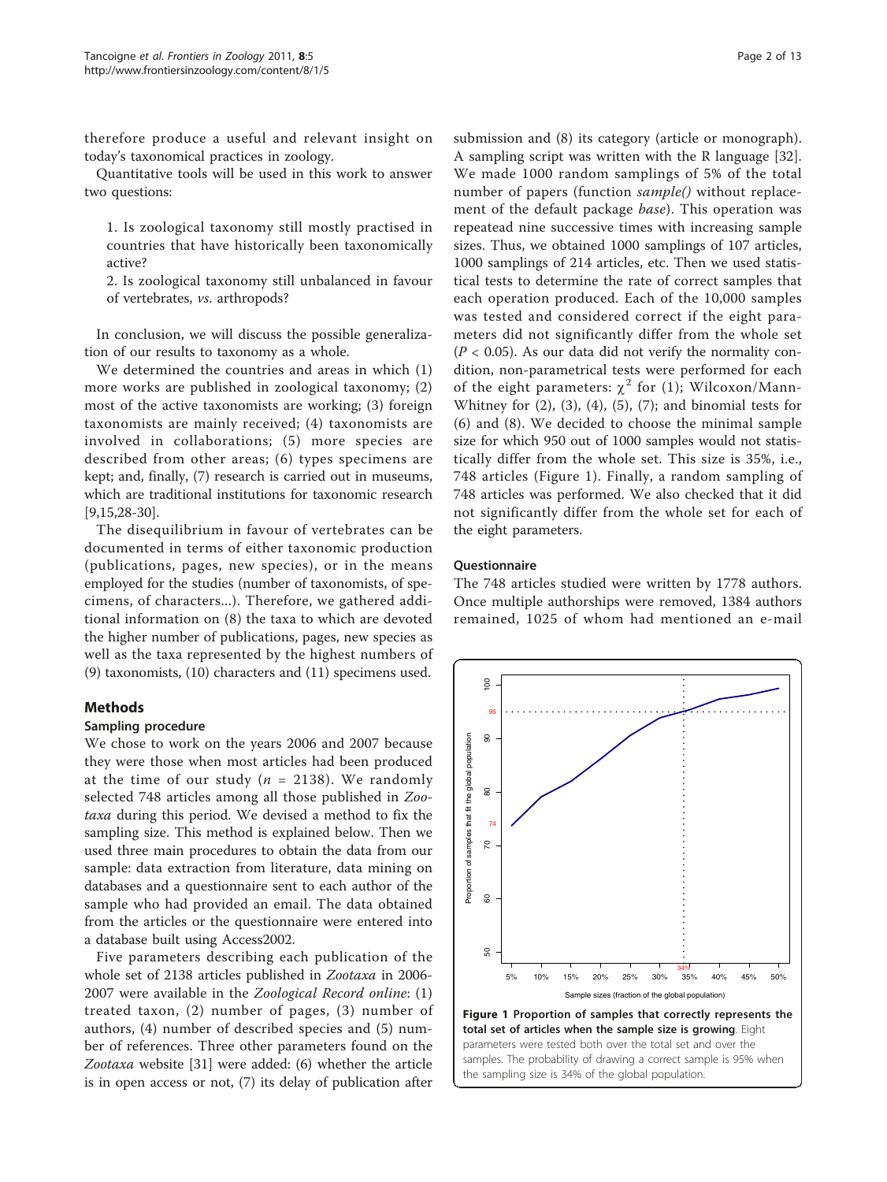therefore produce a useful and relevant insight on today's taxonomical practices in zoology.

Quantitative tools will be used in this work to answer two questions:

1. Is zoological taxonomy still mostly practised in countries that have historically been taxonomically active?
2. Is zoological taxonomy still unbalanced in favour of vertebrates, *vs.* arthropods?

In conclusion, we will discuss the possible generalization of our results to taxonomy as a whole.

We determined the countries and areas in which (1) more works are published in zoological taxonomy; (2) most of the active taxonomists are working; (3) foreign taxonomists are mainly received; (4) taxonomists are involved in collaborations; (5) more species are described from other areas; (6) types specimens are kept; and, finally, (7) research is carried out in museums, which are traditional institutions for taxonomic research [9,15,28-30].

The disequilibrium in favour of vertebrates can be documented in terms of either taxonomic production (publications, pages, new species), or in the means employed for the studies (number of taxonomists, of specimens, of characters...). Therefore, we gathered additional information on (8) the taxa to which are devoted the higher number of publications, pages, new species as well as the taxa represented by the highest numbers of (9) taxonomists, (10) characters and (11) specimens used.

## Methods

### Sampling procedure

We chose to work on the years 2006 and 2007 because they were those when most articles had been produced at the time of our study ($n$ = 2138). We randomly selected 748 articles among all those published in *Zootaxa* during this period. We devised a method to fix the sampling size. This method is explained below. Then we used three main procedures to obtain the data from our sample: data extraction from literature, data mining on databases and a questionnaire sent to each author of the sample who had provided an email. The data obtained from the articles or the questionnaire were entered into a database built using Access2002.

Five parameters describing each publication of the whole set of 2138 articles published in *Zootaxa* in 2006-2007 were available in the *Zoological Record online*: (1) treated taxon, (2) number of pages, (3) number of authors, (4) number of described species and (5) number of references. Three other parameters found on the *Zootaxa* website [31] were added: (6) whether the article is in open access or not, (7) its delay of publication after submission and (8) its category (article or monograph). A sampling script was written with the R language [32]. We made 1000 random samplings of 5% of the total number of papers (function *sample()* without replacement of the default package *base*). This operation was repeatead nine successive times with increasing sample sizes. Thus, we obtained 1000 samplings of 107 articles, 1000 samplings of 214 articles, etc. Then we used statistical tests to determine the rate of correct samples that each operation produced. Each of the 10,000 samples was tested and considered correct if the eight parameters did not significantly differ from the whole set ($P < 0.05$). As our data did not verify the normality condition, non-parametrical tests were performed for each of the eight parameters: $\chi^2$ for (1); Wilcoxon/Mann-Whitney for (2), (3), (4), (5), (7); and binomial tests for (6) and (8). We decided to choose the minimal sample size for which 950 out of 1000 samples would not statistically differ from the whole set. This size is 35%, i.e., 748 articles (Figure 1). Finally, a random sampling of 748 articles was performed. We also checked that it did not significantly differ from the whole set for each of the eight parameters.

### Questionnaire

The 748 articles studied were written by 1778 authors. Once multiple authorships were removed, 1384 authors remained, 1025 of whom had mentioned an e-mail

**Figure 1 Proportion of samples that correctly represents the total set of articles when the sample size is growing**. Eight parameters were tested both over the total set and over the samples. The probability of drawing a correct sample is 95% when the sampling size is 34% of the global population.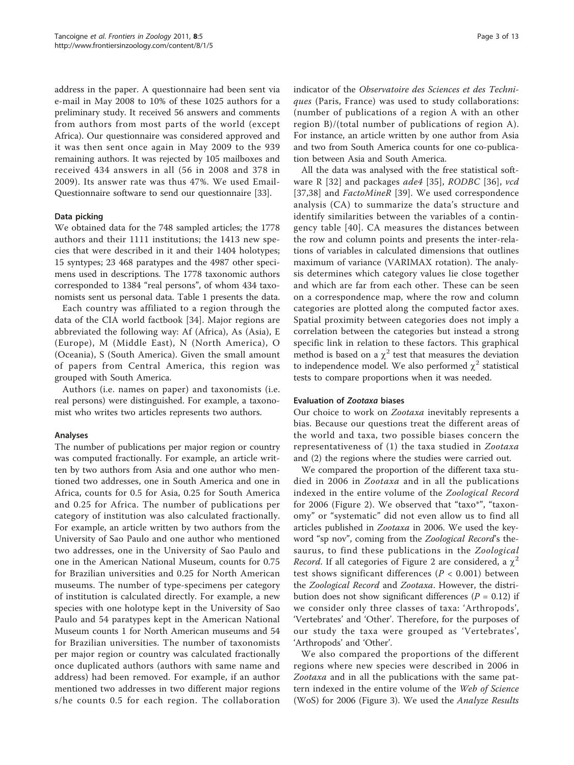address in the paper. A questionnaire had been sent via e-mail in May 2008 to 10% of these 1025 authors for a preliminary study. It received 56 answers and comments from authors from most parts of the world (except Africa). Our questionnaire was considered approved and it was then sent once again in May 2009 to the 939 remaining authors. It was rejected by 105 mailboxes and received 434 answers in all (56 in 2008 and 378 in 2009). Its answer rate was thus 47%. We used Email-Questionnaire software to send our questionnaire [33].

### Data picking

We obtained data for the 748 sampled articles; the 1778 authors and their 1111 institutions; the 1413 new species that were described in it and their 1404 holotypes; 15 syntypes; 23 468 paratypes and the 4987 other specimens used in descriptions. The 1778 taxonomic authors corresponded to 1384 "real persons", of whom 434 taxonomists sent us personal data. Table 1 presents the data.

Each country was affiliated to a region through the data of the CIA world factbook [34]. Major regions are abbreviated the following way: Af (Africa), As (Asia), E (Europe), M (Middle East), N (North America), O (Oceania), S (South America). Given the small amount of papers from Central America, this region was grouped with South America.

Authors (i.e. names on paper) and taxonomists (i.e. real persons) were distinguished. For example, a taxonomist who writes two articles represents two authors.

### Analyses

The number of publications per major region or country was computed fractionally. For example, an article written by two authors from Asia and one author who mentioned two addresses, one in South America and one in Africa, counts for 0.5 for Asia, 0.25 for South America and 0.25 for Africa. The number of publications per category of institution was also calculated fractionally. For example, an article written by two authors from the University of Sao Paulo and one author who mentioned two addresses, one in the University of Sao Paulo and one in the American National Museum, counts for 0.75 for Brazilian universities and 0.25 for North American museums. The number of type-specimens per category of institution is calculated directly. For example, a new species with one holotype kept in the University of Sao Paulo and 54 paratypes kept in the American National Museum counts 1 for North American museums and 54 for Brazilian universities. The number of taxonomists per major region or country was calculated fractionally once duplicated authors (authors with same name and address) had been removed. For example, if an author mentioned two addresses in two different major regions s/he counts 0.5 for each region. The collaboration indicator of the *Observatoire des Sciences et des Techniques* (Paris, France) was used to study collaborations: (number of publications of a region A with an other region B)/(total number of publications of region A). For instance, an article written by one author from Asia and two from South America counts for one co-publication between Asia and South America.

All the data was analysed with the free statistical software R [32] and packages *ade4* [35], *RODBC* [36], *vcd* [37,38] and *FactoMineR* [39]. We used correspondence analysis (CA) to summarize the data's structure and identify similarities between the variables of a contingency table [40]. CA measures the distances between the row and column points and presents the inter-relations of variables in calculated dimensions that outlines maximum of variance (VARIMAX rotation). The analysis determines which category values lie close together and which are far from each other. These can be seen on a correspondence map, where the row and column categories are plotted along the computed factor axes. Spatial proximity between categories does not imply a correlation between the categories but instead a strong specific link in relation to these factors. This graphical method is based on a $\chi^2$ test that measures the deviation to independence model. We also performed $\chi^2$ statistical tests to compare proportions when it was needed.

### Evaluation of *Zootaxa* biases

Our choice to work on *Zootaxa* inevitably represents a bias. Because our questions treat the different areas of the world and taxa, two possible biases concern the representativeness of (1) the taxa studied in *Zootaxa* and (2) the regions where the studies were carried out.

We compared the proportion of the different taxa studied in 2006 in *Zootaxa* and in all the publications indexed in the entire volume of the *Zoological Record* for 2006 (Figure 2). We observed that "taxo*", "taxonomy" or "systematic" did not even allow us to find all articles published in *Zootaxa* in 2006. We used the keyword "sp nov", coming from the *Zoological Record*'s thesaurus, to find these publications in the *Zoological Record*. If all categories of Figure 2 are considered, a $\chi^2$ test shows significant differences ($P < 0.001$) between the *Zoological Record* and *Zootaxa*. However, the distribution does not show significant differences ($P = 0.12$) if we consider only three classes of taxa: 'Arthropods', 'Vertebrates' and 'Other'. Therefore, for the purposes of our study the taxa were grouped as 'Vertebrates', 'Arthropods' and 'Other'.

We also compared the proportions of the different regions where new species were described in 2006 in *Zootaxa* and in all the publications with the same pattern indexed in the entire volume of the *Web of Science* (WoS) for 2006 (Figure 3). We used the *Analyze Results*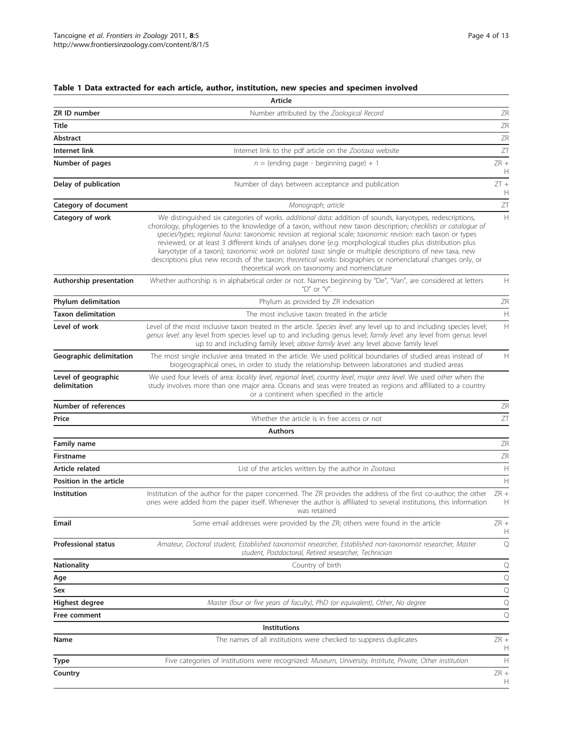**Table 1 Data extracted for each article, author, institution, new species and specimen involved**

| | Article | |
|---|---|---|
| **ZR ID number** | Number attributed by the *Zoological Record* | ZR |
| **Title** | | ZR |
| **Abstract** | | ZR |
| **Internet link** | Internet link to the pdf article on the *Zootaxa* website | ZT |
| **Number of pages** | $n$ = (ending page - beginning page) + 1 | ZR + H |
| **Delay of publication** | Number of days between acceptance and publication | ZT + H |
| **Category of document** | *Monograph*; *article* | ZT |
| **Category of work** | We distinguished six categories of works. *additional data*: addition of sounds, karyotypes, redescriptions, chorology, phylogenies to the knowledge of a taxon, without new taxon description; *checklists or catalogue of species/types*; *regional fauna*: taxonomic revision at regional scale; *taxonomic revision*: each taxon or types reviewed, or at least 3 different kinds of analyses done (e.g. morphological studies plus distribution plus karyotype of a taxon); *taxonomic work on isolated taxa*: single or multiple descriptions of new taxa, new descriptions plus new records of the taxon; *theoretical works*: biographies or nomenclatural changes only, or theoretical work on taxonomy and nomenclature | H |
| **Authorship presentation** | Whether authorship is in alphabetical order or not. Names beginning by "De", "Van", are considered at letters "D" or "V". | H |
| **Phylum delimitation** | Phylum as provided by ZR indexation | ZR |
| **Taxon delimitation** | The most inclusive taxon treated in the article | H |
| **Level of work** | Level of the most inclusive taxon treated in the article. *Species level*: any level up to and including species level; *genus level*: any level from species level up to and including genus level; *family level*: any level from genus level up to and including family level; *above family level*: any level above family level | H |
| **Geographic delimitation** | The most single inclusive area treated in the article. We used political boundaries of studied areas instead of biogeographical ones, in order to study the relationship between laboratories and studied areas | H |
| **Level of geographic delimitation** | We used four levels of area: *locality level*, *regional level*, *country level*, *major area level*. We used *other* when the study involves more than one major area. Oceans and seas were treated as regions and affiliated to a country or a continent when specified in the article | |
| **Number of references** | | ZR |
| **Price** | Whether the article is in free access or not | ZT |
| | **Authors** | |
| **Family name** | | ZR |
| **Firstname** | | ZR |
| **Article related** | List of the articles written by the author in *Zootaxa* | H |
| **Position in the article** | | H |
| **Institution** | Institution of the author for the paper concerned. The ZR provides the address of the first co-author; the other ones were added from the paper itself. Whenever the author is affiliated to several institutions, this information was retained | ZR + H |
| **Email** | Some email addresses were provided by the ZR; others were found in the article | ZR + H |
| **Professional status** | *Amateur, Doctoral student, Established taxonomist researcher, Established non-taxonomist researcher, Master student, Postdoctoral, Retired researcher, Technician* | Q |
| **Nationality** | Country of birth | Q |
| **Age** | | Q |
| **Sex** | | Q |
| **Highest degree** | *Master (four or five years of faculty), PhD (or equivalent), Other, No degree* | Q |
| **Free comment** | | Q |
| | **Institutions** | |
| **Name** | The names of all institutions were checked to suppress duplicates | ZR + H |
| **Type** | Five categories of institutions were recognized: *Museum, University, Institute, Private, Other institution* | H |
| **Country** | | ZR + H |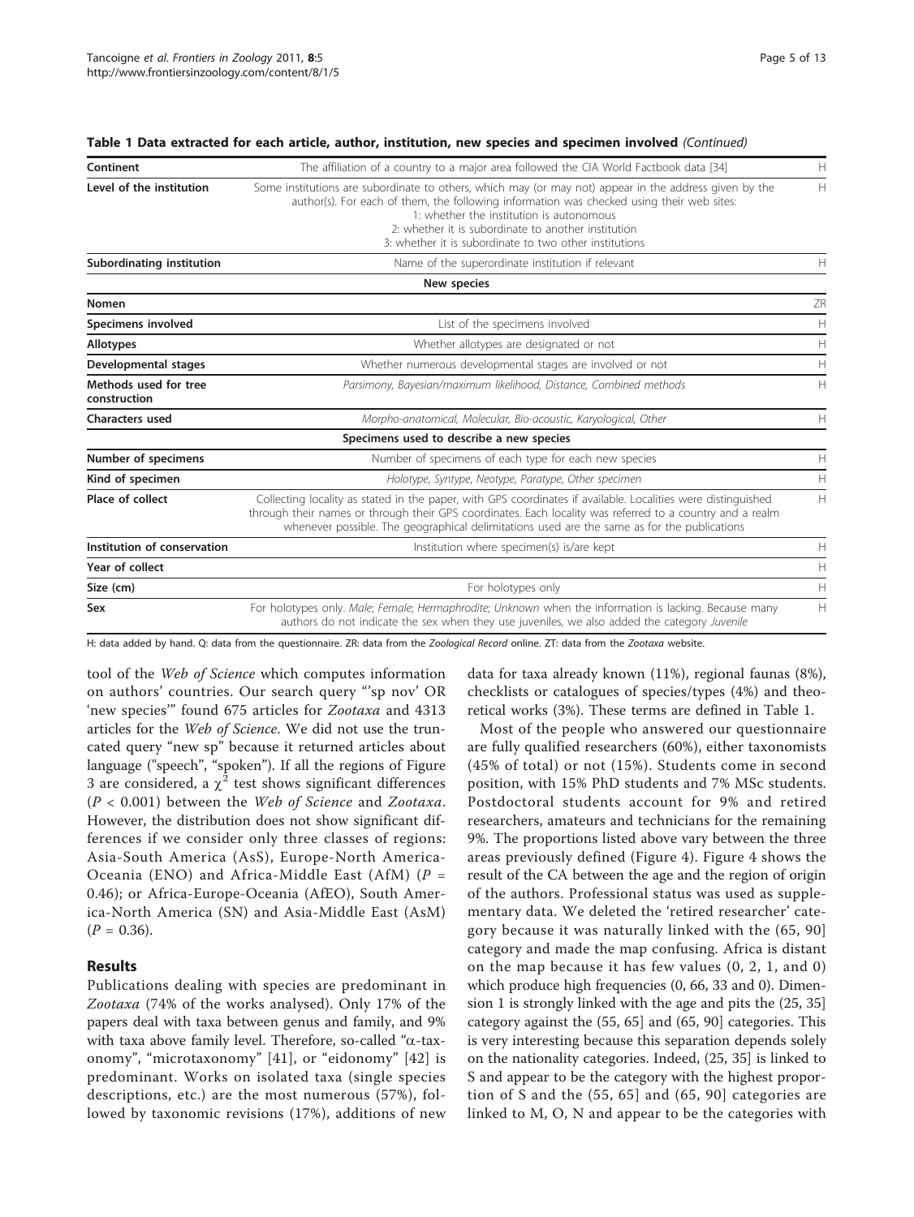**Table 1 Data extracted for each article, author, institution, new species and specimen involved** *(Continued)*

| | | |
|---|---|---|
| **Continent** | The affiliation of a country to a major area followed the CIA World Factbook data [34] | H |
| **Level of the institution** | Some institutions are subordinate to others, which may (or may not) appear in the address given by the author(s). For each of them, the following information was checked using their web sites: 1: whether the institution is autonomous 2: whether it is subordinate to another institution 3: whether it is subordinate to two other institutions | H |
| **Subordinating institution** | Name of the superordinate institution if relevant | H |
| | **New species** | |
| **Nomen** | | ZR |
| **Specimens involved** | List of the specimens involved | H |
| **Allotypes** | Whether allotypes are designated or not | H |
| **Developmental stages** | Whether numerous developmental stages are involved or not | H |
| **Methods used for tree construction** | *Parsimony, Bayesian/maximum likelihood, Distance, Combined methods* | H |
| **Characters used** | *Morpho-anatomical, Molecular, Bio-acoustic, Karyological, Other* | H |
| | **Specimens used to describe a new species** | |
| **Number of specimens** | Number of specimens of each type for each new species | H |
| **Kind of specimen** | *Holotype, Syntype, Neotype, Paratype, Other specimen* | H |
| **Place of collect** | Collecting locality as stated in the paper, with GPS coordinates if available. Localities were distinguished through their names or through their GPS coordinates. Each locality was referred to a country and a realm whenever possible. The geographical delimitations used are the same as for the publications | H |
| **Institution of conservation** | Institution where specimen(s) is/are kept | H |
| **Year of collect** | | H |
| **Size (cm)** | For holotypes only | H |
| **Sex** | For holotypes only. *Male*; *Female*; *Hermaphrodite*; *Unknown* when the information is lacking. Because many authors do not indicate the sex when they use juveniles, we also added the category *Juvenile* | H |

H: data added by hand. Q: data from the questionnaire. ZR: data from the *Zoological Record* online. ZT: data from the *Zootaxa* website.

tool of the *Web of Science* which computes information on authors' countries. Our search query "'sp nov' OR 'new species'" found 675 articles for *Zootaxa* and 4313 articles for the *Web of Science*. We did not use the truncated query "new sp" because it returned articles about language ("speech", "spoken"). If all the regions of Figure 3 are considered, a $\chi^2$ test shows significant differences ($P < 0.001$) between the *Web of Science* and *Zootaxa*. However, the distribution does not show significant differences if we consider only three classes of regions: Asia-South America (AsS), Europe-North America-Oceania (ENO) and Africa-Middle East (AfM) ($P = 0.46$); or Africa-Europe-Oceania (AfEO), South America-North America (SN) and Asia-Middle East (AsM) ($P = 0.36$).

## Results

Publications dealing with species are predominant in *Zootaxa* (74% of the works analysed). Only 17% of the papers deal with taxa between genus and family, and 9% with taxa above family level. Therefore, so-called "$\alpha$-taxonomy", "microtaxonomy" [41], or "eidonomy" [42] is predominant. Works on isolated taxa (single species descriptions, etc.) are the most numerous (57%), followed by taxonomic revisions (17%), additions of new data for taxa already known (11%), regional faunas (8%), checklists or catalogues of species/types (4%) and theoretical works (3%). These terms are defined in Table 1.

Most of the people who answered our questionnaire are fully qualified researchers (60%), either taxonomists (45% of total) or not (15%). Students come in second position, with 15% PhD students and 7% MSc students. Postdoctoral students account for 9% and retired researchers, amateurs and technicians for the remaining 9%. The proportions listed above vary between the three areas previously defined (Figure 4). Figure 4 shows the result of the CA between the age and the region of origin of the authors. Professional status was used as supplementary data. We deleted the 'retired researcher' category because it was naturally linked with the (65, 90] category and made the map confusing. Africa is distant on the map because it has few values (0, 2, 1, and 0) which produce high frequencies (0, 66, 33 and 0). Dimension 1 is strongly linked with the age and pits the (25, 35] category against the (55, 65] and (65, 90] categories. This is very interesting because this separation depends solely on the nationality categories. Indeed, (25, 35] is linked to S and appear to be the category with the highest proportion of S and the (55, 65] and (65, 90] categories are linked to M, O, N and appear to be the categories with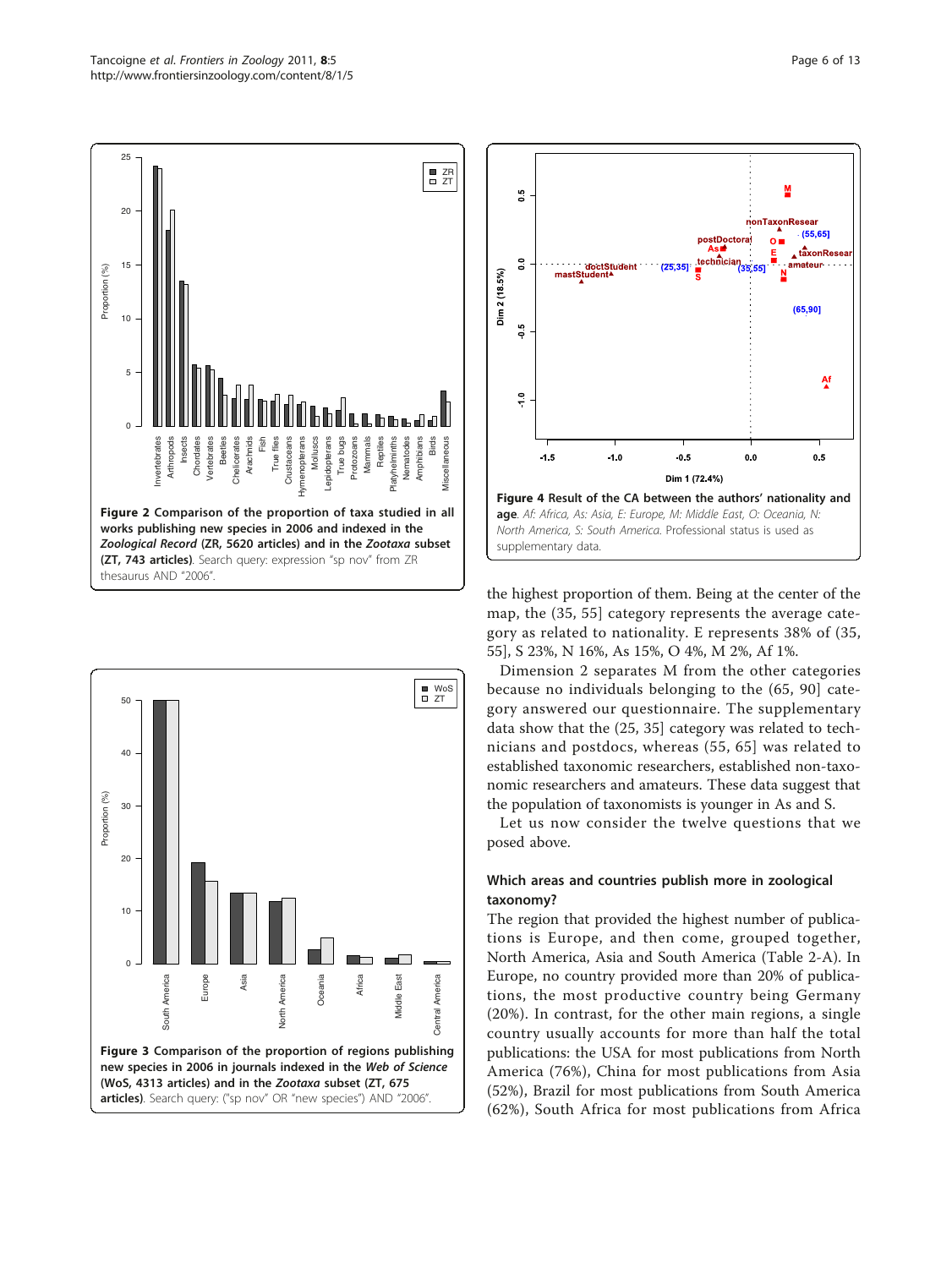**Figure 2 Comparison of the proportion of taxa studied in all works publishing new species in 2006 and indexed in the *Zoological Record* (ZR, 5620 articles) and in the *Zootaxa* subset (ZT, 743 articles)**. Search query: expression "sp nov" from ZR thesaurus AND "2006".

**Figure 3 Comparison of the proportion of regions publishing new species in 2006 in journals indexed in the *Web of Science* (WoS, 4313 articles) and in the *Zootaxa* subset (ZT, 675 articles)**. Search query: ("sp nov" OR "new species") AND "2006".

**Figure 4 Result of the CA between the authors' nationality and age**. *Af: Africa, As: Asia, E: Europe, M: Middle East, O: Oceania, N: North America, S: South America.* Professional status is used as supplementary data.

the highest proportion of them. Being at the center of the map, the (35, 55] category represents the average category as related to nationality. E represents 38% of (35, 55], S 23%, N 16%, As 15%, O 4%, M 2%, Af 1%.

Dimension 2 separates M from the other categories because no individuals belonging to the (65, 90] category answered our questionnaire. The supplementary data show that the (25, 35] category was related to technicians and postdocs, whereas (55, 65] was related to established taxonomic researchers, established non-taxonomic researchers and amateurs. These data suggest that the population of taxonomists is younger in As and S.

Let us now consider the twelve questions that we posed above.

### Which areas and countries publish more in zoological taxonomy?

The region that provided the highest number of publications is Europe, and then come, grouped together, North America, Asia and South America (Table 2-A). In Europe, no country provided more than 20% of publications, the most productive country being Germany (20%). In contrast, for the other main regions, a single country usually accounts for more than half the total publications: the USA for most publications from North America (76%), China for most publications from Asia (52%), Brazil for most publications from South America (62%), South Africa for most publications from Africa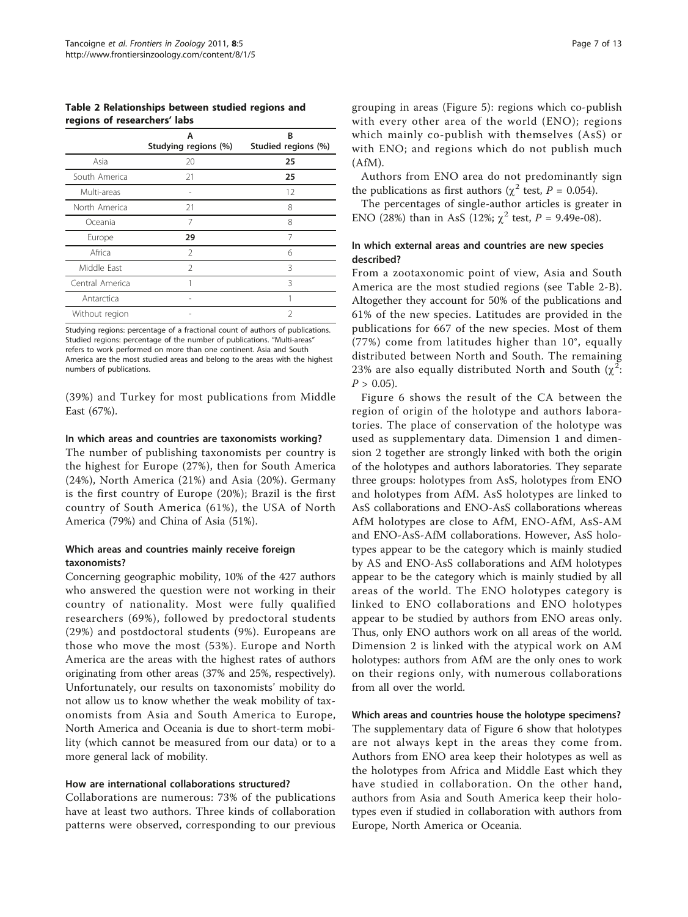**Table 2 Relationships between studied regions and regions of researchers' labs**

| | A<br>Studying regions (%) | B<br>Studied regions (%) |
|---|---|---|
| Asia | 20 | **25** |
| South America | 21 | **25** |
| Multi-areas | - | 12 |
| North America | 21 | 8 |
| Oceania | 7 | 8 |
| Europe | **29** | 7 |
| Africa | 2 | 6 |
| Middle East | 2 | 3 |
| Central America | 1 | 3 |
| Antarctica | - | 1 |
| Without region | - | 2 |

Studying regions: percentage of a fractional count of authors of publications. Studied regions: percentage of the number of publications. "Multi-areas" refers to work performed on more than one continent. Asia and South America are the most studied areas and belong to the areas with the highest numbers of publications.

(39%) and Turkey for most publications from Middle East (67%).

#### In which areas and countries are taxonomists working?

The number of publishing taxonomists per country is the highest for Europe (27%), then for South America (24%), North America (21%) and Asia (20%). Germany is the first country of Europe (20%); Brazil is the first country of South America (61%), the USA of North America (79%) and China of Asia (51%).

### Which areas and countries mainly receive foreign taxonomists?

Concerning geographic mobility, 10% of the 427 authors who answered the question were not working in their country of nationality. Most were fully qualified researchers (69%), followed by predoctoral students (29%) and postdoctoral students (9%). Europeans are those who move the most (53%). Europe and North America are the areas with the highest rates of authors originating from other areas (37% and 25%, respectively). Unfortunately, our results on taxonomists' mobility do not allow us to know whether the weak mobility of taxonomists from Asia and South America to Europe, North America and Oceania is due to short-term mobility (which cannot be measured from our data) or to a more general lack of mobility.

#### How are international collaborations structured?

Collaborations are numerous: 73% of the publications have at least two authors. Three kinds of collaboration patterns were observed, corresponding to our previous grouping in areas (Figure 5): regions which co-publish with every other area of the world (ENO); regions which mainly co-publish with themselves (AsS) or with ENO; and regions which do not publish much (AfM).

Authors from ENO area do not predominantly sign the publications as first authors ($\chi^2$ test, $P = 0.054$).

The percentages of single-author articles is greater in ENO (28%) than in AsS (12%; $\chi^2$ test, $P = 9.49e\text{-}08$).

### In which external areas and countries are new species described?

From a zootaxonomic point of view, Asia and South America are the most studied regions (see Table 2-B). Altogether they account for 50% of the publications and 61% of the new species. Latitudes are provided in the publications for 667 of the new species. Most of them (77%) come from latitudes higher than 10°, equally distributed between North and South. The remaining 23% are also equally distributed North and South ($\chi^2$: $P > 0.05$).

Figure 6 shows the result of the CA between the region of origin of the holotype and authors laboratories. The place of conservation of the holotype was used as supplementary data. Dimension 1 and dimension 2 together are strongly linked with both the origin of the holotypes and authors laboratories. They separate three groups: holotypes from AsS, holotypes from ENO and holotypes from AfM. AsS holotypes are linked to AsS collaborations and ENO-AsS collaborations whereas AfM holotypes are close to AfM, ENO-AfM, AsS-AM and ENO-AsS-AfM collaborations. However, AsS holotypes appear to be the category which is mainly studied by AS and ENO-AsS collaborations and AfM holotypes appear to be the category which is mainly studied by all areas of the world. The ENO holotypes category is linked to ENO collaborations and ENO holotypes appear to be studied by authors from ENO areas only. Thus, only ENO authors work on all areas of the world. Dimension 2 is linked with the atypical work on AM holotypes: authors from AfM are the only ones to work on their regions only, with numerous collaborations from all over the world.

#### Which areas and countries house the holotype specimens?

The supplementary data of Figure 6 show that holotypes are not always kept in the areas they come from. Authors from ENO area keep their holotypes as well as the holotypes from Africa and Middle East which they have studied in collaboration. On the other hand, authors from Asia and South America keep their holotypes even if studied in collaboration with authors from Europe, North America or Oceania.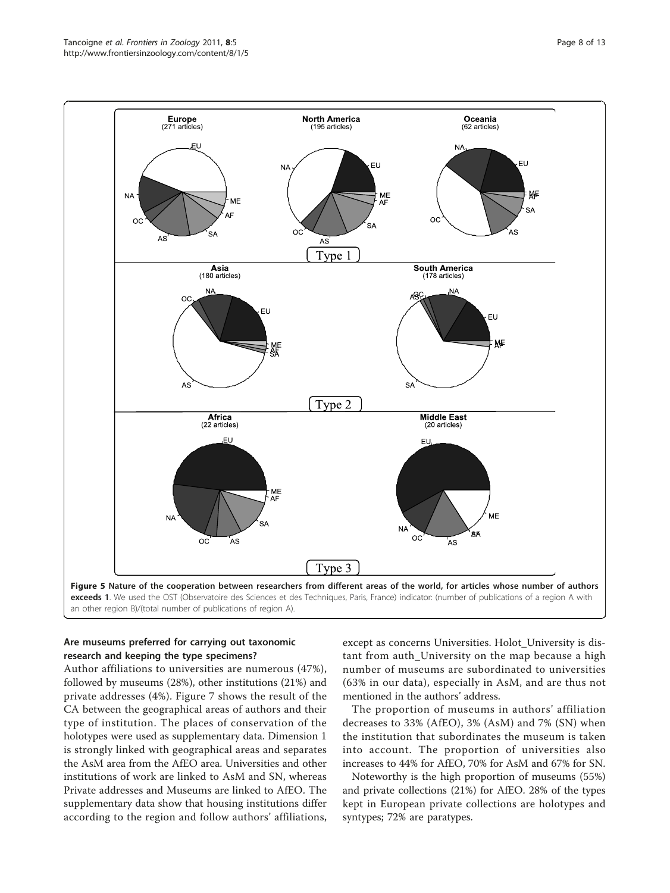**Figure 5 Nature of the cooperation between researchers from different areas of the world, for articles whose number of authors exceeds 1**. We used the OST (Observatoire des Sciences et des Techniques, Paris, France) indicator: (number of publications of a region A with an other region B)/(total number of publications of region A).

### Are museums preferred for carrying out taxonomic research and keeping the type specimens?

Author affiliations to universities are numerous (47%), followed by museums (28%), other institutions (21%) and private addresses (4%). Figure 7 shows the result of the CA between the geographical areas of authors and their type of institution. The places of conservation of the holotypes were used as supplementary data. Dimension 1 is strongly linked with geographical areas and separates the AsM area from the AfEO area. Universities and other institutions of work are linked to AsM and SN, whereas Private addresses and Museums are linked to AfEO. The supplementary data show that housing institutions differ according to the region and follow authors' affiliations, except as concerns Universities. Holot_University is distant from auth_University on the map because a high number of museums are subordinated to universities (63% in our data), especially in AsM, and are thus not mentioned in the authors' address.

The proportion of museums in authors' affiliation decreases to 33% (AfEO), 3% (AsM) and 7% (SN) when the institution that subordinates the museum is taken into account. The proportion of universities also increases to 44% for AfEO, 70% for AsM and 67% for SN.

Noteworthy is the high proportion of museums (55%) and private collections (21%) for AfEO. 28% of the types kept in European private collections are holotypes and syntypes; 72% are paratypes.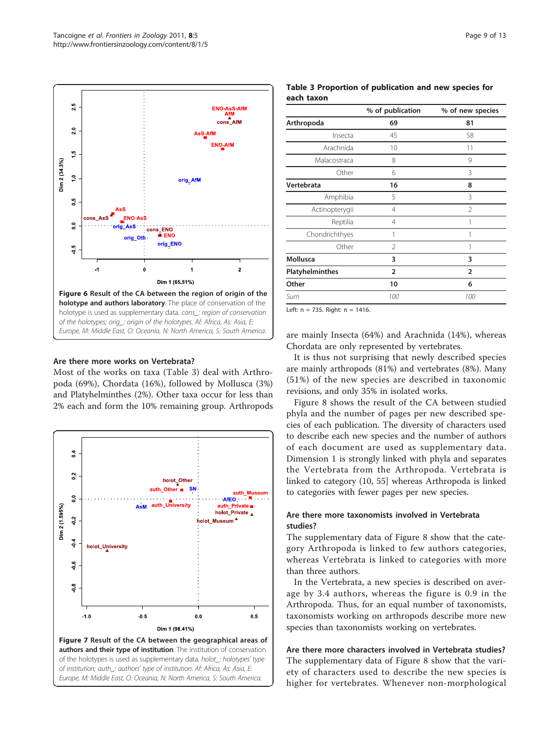Figure 6 Result of the CA between the region of origin of the holotype and authors laboratory. The place of conservation of the holotype is used as supplementary data. cons_: region of conservation of the holotypes; orig_: origin of the holotypes. Af: Africa, As: Asia, E: Europe, M: Middle East, O: Oceania, N: North America, S: South America.

### Are there more works on Vertebrata?

Most of the works on taxa (Table 3) deal with Arthropoda (69%), Chordata (16%), followed by Mollusca (3%) and Platyhelminthes (2%). Other taxa occur for less than 2% each and form the 10% remaining group. Arthropods are mainly Insecta (64%) and Arachnida (14%), whereas Chordata are only represented by vertebrates.

It is thus not surprising that newly described species are mainly arthropods (81%) and vertebrates (8%). Many (51%) of the new species are described in taxonomic revisions, and only 35% in isolated works.

Figure 8 shows the result of the CA between studied phyla and the number of pages per new described species of each publication. The diversity of characters used to describe each new species and the number of authors of each document are used as supplementary data. Dimension 1 is strongly linked with phyla and separates the Vertebrata from the Arthropoda. Vertebrata is linked to category (10, 55] whereas Arthropoda is linked to categories with fewer pages per new species.

Figure 7 Result of the CA between the geographical areas of authors and their type of institution. The institution of conservation of the holotypes is used as supplementary data. holot_: holotypes' type of institution; auth_: authors' type of institution. Af: Africa, As: Asia, E: Europe, M: Middle East, O: Oceania, N: North America, S: South America.

**Table 3 Proportion of publication and new species for each taxon**

| | % of publication | % of new species |
|---|---|---|
| **Arthropoda** | **69** | **81** |
| Insecta | 45 | 58 |
| Arachnida | 10 | 11 |
| Malacostraca | 8 | 9 |
| Other | 6 | 3 |
| **Vertebrata** | **16** | **8** |
| Amphibia | 5 | 3 |
| Actinopterygii | 4 | 2 |
| Reptilia | 4 | 1 |
| Chondrichthyes | 1 | 1 |
| Other | 2 | 1 |
| **Mollusca** | **3** | **3** |
| **Platyhelminthes** | **2** | **2** |
| **Other** | **10** | **6** |
| *Sum* | *100* | *100* |

Left: n = 735. Right: n = 1416.

### Are there more taxonomists involved in Vertebrata studies?

The supplementary data of Figure 8 show that the category Arthropoda is linked to few authors categories, whereas Vertebrata is linked to categories with more than three authors.

In the Vertebrata, a new species is described on average by 3.4 authors, whereas the figure is 0.9 in the Arthropoda. Thus, for an equal number of taxonomists, taxonomists working on arthropods describe more new species than taxonomists working on vertebrates.

### Are there more characters involved in Vertebrata studies?

The supplementary data of Figure 8 show that the variety of characters used to describe the new species is higher for vertebrates. Whenever non-morphological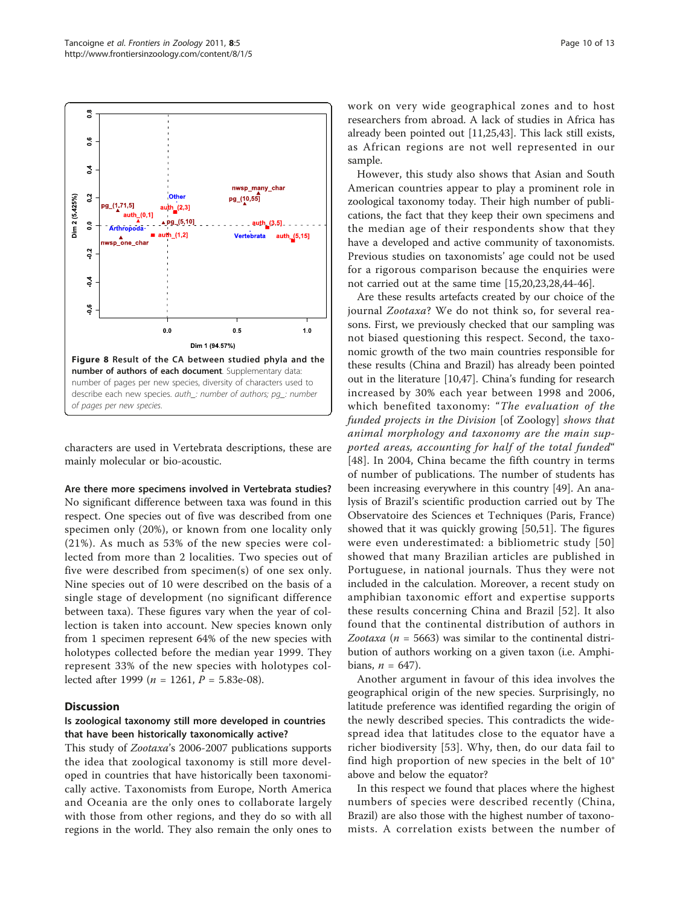**Figure 8 Result of the CA between studied phyla and the number of authors of each document**. Supplementary data: number of pages per new species, diversity of characters used to describe each new species. *auth_: number of authors; pg_: number of pages per new species*.

characters are used in Vertebrata descriptions, these are mainly molecular or bio-acoustic.

**Are there more specimens involved in Vertebrata studies?**

No significant difference between taxa was found in this respect. One species out of five was described from one specimen only (20%), or known from one locality only (21%). As much as 53% of the new species were collected from more than 2 localities. Two species out of five were described from specimen(s) of one sex only. Nine species out of 10 were described on the basis of a single stage of development (no significant difference between taxa). These figures vary when the year of collection is taken into account. New species known only from 1 specimen represent 64% of the new species with holotypes collected before the median year 1999. They represent 33% of the new species with holotypes collected after 1999 ($n$ = 1261, $P$ = 5.83e-08).

## Discussion

### Is zoological taxonomy still more developed in countries that have been historically taxonomically active?

This study of *Zootaxa*'s 2006-2007 publications supports the idea that zoological taxonomy is still more developed in countries that have historically been taxonomically active. Taxonomists from Europe, North America and Oceania are the only ones to collaborate largely with those from other regions, and they do so with all regions in the world. They also remain the only ones to work on very wide geographical zones and to host researchers from abroad. A lack of studies in Africa has already been pointed out [11,25,43]. This lack still exists, as African regions are not well represented in our sample.

However, this study also shows that Asian and South American countries appear to play a prominent role in zoological taxonomy today. Their high number of publications, the fact that they keep their own specimens and the median age of their respondents show that they have a developed and active community of taxonomists. Previous studies on taxonomists' age could not be used for a rigorous comparison because the enquiries were not carried out at the same time [15,20,23,28,44-46].

Are these results artefacts created by our choice of the journal *Zootaxa*? We do not think so, for several reasons. First, we previously checked that our sampling was not biased questioning this respect. Second, the taxonomic growth of the two main countries responsible for these results (China and Brazil) has already been pointed out in the literature [10,47]. China's funding for research increased by 30% each year between 1998 and 2006, which benefited taxonomy: "*The evaluation of the funded projects in the Division* [of Zoology] *shows that animal morphology and taxonomy are the main supported areas, accounting for half of the total funded*" [48]. In 2004, China became the fifth country in terms of number of publications. The number of students has been increasing everywhere in this country [49]. An analysis of Brazil's scientific production carried out by The Observatoire des Sciences et Techniques (Paris, France) showed that it was quickly growing [50,51]. The figures were even underestimated: a bibliometric study [50] showed that many Brazilian articles are published in Portuguese, in national journals. Thus they were not included in the calculation. Moreover, a recent study on amphibian taxonomic effort and expertise supports these results concerning China and Brazil [52]. It also found that the continental distribution of authors in *Zootaxa* ($n$ = 5663) was similar to the continental distribution of authors working on a given taxon (i.e. Amphibians, $n$ = 647).

Another argument in favour of this idea involves the geographical origin of the new species. Surprisingly, no latitude preference was identified regarding the origin of the newly described species. This contradicts the widespread idea that latitudes close to the equator have a richer biodiversity [53]. Why, then, do our data fail to find high proportion of new species in the belt of 10° above and below the equator?

In this respect we found that places where the highest numbers of species were described recently (China, Brazil) are also those with the highest number of taxonomists. A correlation exists between the number of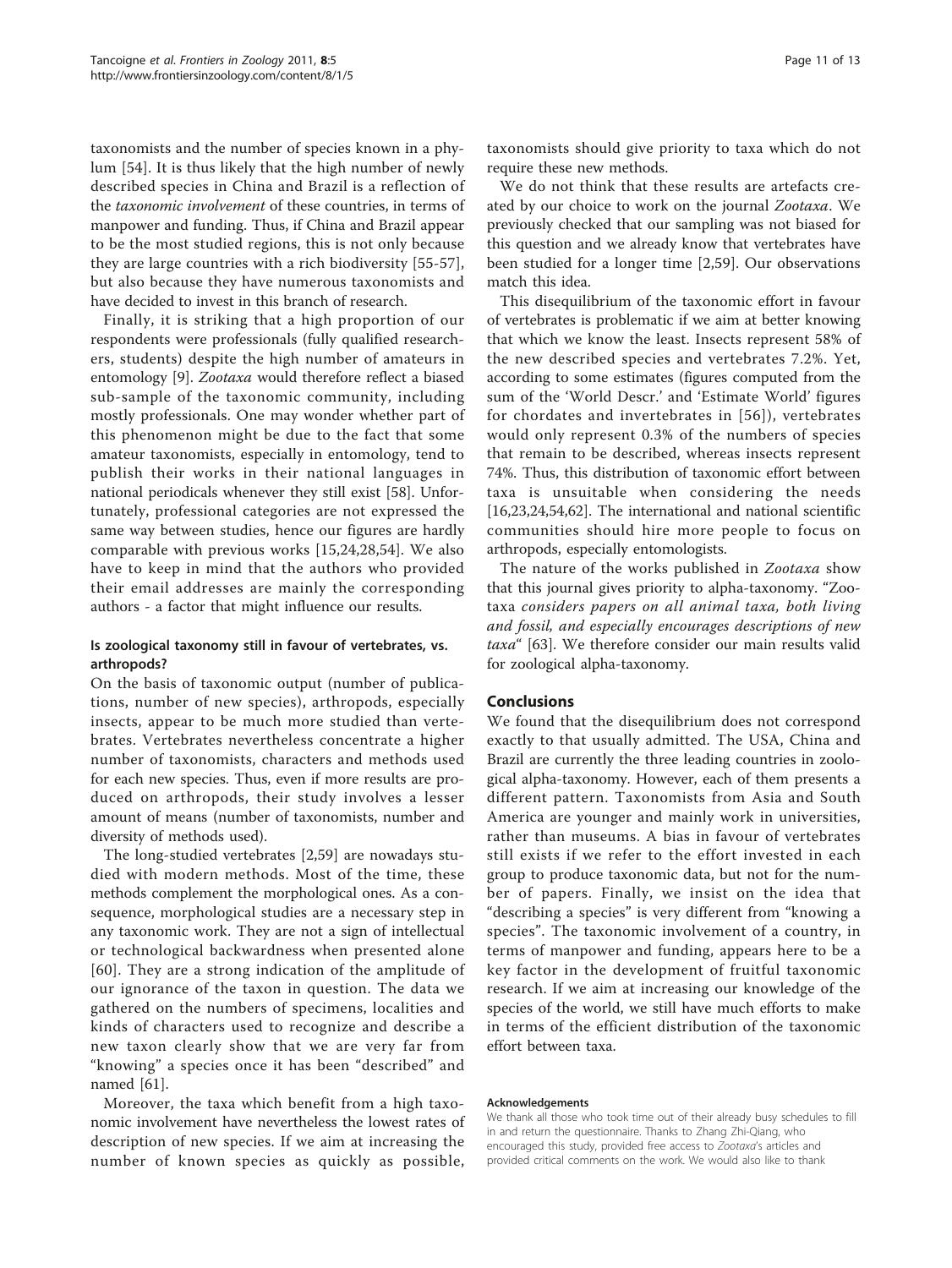taxonomists and the number of species known in a phylum [54]. It is thus likely that the high number of newly described species in China and Brazil is a reflection of the *taxonomic involvement* of these countries, in terms of manpower and funding. Thus, if China and Brazil appear to be the most studied regions, this is not only because they are large countries with a rich biodiversity [55-57], but also because they have numerous taxonomists and have decided to invest in this branch of research.

Finally, it is striking that a high proportion of our respondents were professionals (fully qualified researchers, students) despite the high number of amateurs in entomology [9]. *Zootaxa* would therefore reflect a biased sub-sample of the taxonomic community, including mostly professionals. One may wonder whether part of this phenomenon might be due to the fact that some amateur taxonomists, especially in entomology, tend to publish their works in their national languages in national periodicals whenever they still exist [58]. Unfortunately, professional categories are not expressed the same way between studies, hence our figures are hardly comparable with previous works [15,24,28,54]. We also have to keep in mind that the authors who provided their email addresses are mainly the corresponding authors - a factor that might influence our results.

### Is zoological taxonomy still in favour of vertebrates, vs. arthropods?

On the basis of taxonomic output (number of publications, number of new species), arthropods, especially insects, appear to be much more studied than vertebrates. Vertebrates nevertheless concentrate a higher number of taxonomists, characters and methods used for each new species. Thus, even if more results are produced on arthropods, their study involves a lesser amount of means (number of taxonomists, number and diversity of methods used).

The long-studied vertebrates [2,59] are nowadays studied with modern methods. Most of the time, these methods complement the morphological ones. As a consequence, morphological studies are a necessary step in any taxonomic work. They are not a sign of intellectual or technological backwardness when presented alone [60]. They are a strong indication of the amplitude of our ignorance of the taxon in question. The data we gathered on the numbers of specimens, localities and kinds of characters used to recognize and describe a new taxon clearly show that we are very far from "knowing" a species once it has been "described" and named [61].

Moreover, the taxa which benefit from a high taxonomic involvement have nevertheless the lowest rates of description of new species. If we aim at increasing the number of known species as quickly as possible, taxonomists should give priority to taxa which do not require these new methods.

We do not think that these results are artefacts created by our choice to work on the journal *Zootaxa*. We previously checked that our sampling was not biased for this question and we already know that vertebrates have been studied for a longer time [2,59]. Our observations match this idea.

This disequilibrium of the taxonomic effort in favour of vertebrates is problematic if we aim at better knowing that which we know the least. Insects represent 58% of the new described species and vertebrates 7.2%. Yet, according to some estimates (figures computed from the sum of the 'World Descr.' and 'Estimate World' figures for chordates and invertebrates in [56]), vertebrates would only represent 0.3% of the numbers of species that remain to be described, whereas insects represent 74%. Thus, this distribution of taxonomic effort between taxa is unsuitable when considering the needs [16,23,24,54,62]. The international and national scientific communities should hire more people to focus on arthropods, especially entomologists.

The nature of the works published in *Zootaxa* show that this journal gives priority to alpha-taxonomy. "*Zootaxa considers papers on all animal taxa, both living and fossil, and especially encourages descriptions of new taxa*" [63]. We therefore consider our main results valid for zoological alpha-taxonomy.

## Conclusions

We found that the disequilibrium does not correspond exactly to that usually admitted. The USA, China and Brazil are currently the three leading countries in zoological alpha-taxonomy. However, each of them presents a different pattern. Taxonomists from Asia and South America are younger and mainly work in universities, rather than museums. A bias in favour of vertebrates still exists if we refer to the effort invested in each group to produce taxonomic data, but not for the number of papers. Finally, we insist on the idea that "describing a species" is very different from "knowing a species". The taxonomic involvement of a country, in terms of manpower and funding, appears here to be a key factor in the development of fruitful taxonomic research. If we aim at increasing our knowledge of the species of the world, we still have much efforts to make in terms of the efficient distribution of the taxonomic effort between taxa.

#### Acknowledgements

We thank all those who took time out of their already busy schedules to fill in and return the questionnaire. Thanks to Zhang Zhi-Qiang, who encouraged this study, provided free access to *Zootaxa*'s articles and provided critical comments on the work. We would also like to thank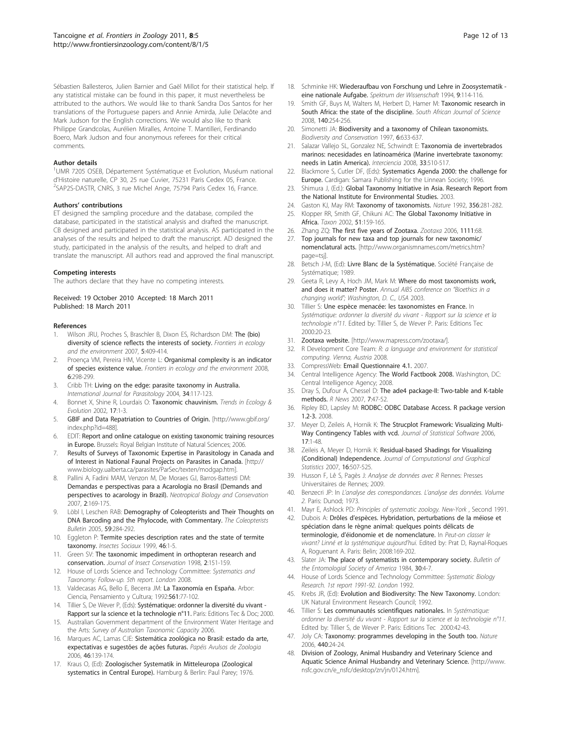Sébastien Ballesteros, Julien Barnier and Gaël Millot for their statistical help. If any statistical mistake can be found in this paper, it must nevertheless be attributed to the authors. We would like to thank Sandra Dos Santos for her translations of the Portuguese papers and Annie Amirda, Julie Delacôte and Mark Judson for the English corrections. We would also like to thank Philippe Grandcolas, Aurélien Miralles, Antoine T. Mantilleri, Ferdinando Boero, Mark Judson and four anonymous referees for their critical comments.

#### Author details

[1]UMR 7205 OSEB, Département Systématique et Evolution, Muséum national d'Histoire naturelle, CP 30, 25 rue Cuvier, 75231 Paris Cedex 05, France. [2]SAP2S-DASTR, CNRS, 3 rue Michel Ange, 75794 Paris Cedex 16, France.

#### Authors' contributions

ET designed the sampling procedure and the database, compiled the database, participated in the statistical analysis and drafted the manuscript. CB designed and participated in the statistical analysis. AS participated in the analyses of the results and helped to draft the manuscript. AD designed the study, participated in the analysis of the results, and helped to draft and translate the manuscript. All authors read and approved the final manuscript.

#### Competing interests

The authors declare that they have no competing interests.

Received: 19 October 2010 Accepted: 18 March 2011
Published: 18 March 2011

#### References

1. Wilson JRU, Proches S, Braschler B, Dixon ES, Richardson DM: **The (bio) diversity of science reflects the interests of society.** *Frontiers in ecology and the environment* 2007, **5**:409-414.
2. Proença VM, Pereira HM, Vicente L: **Organismal complexity is an indicator of species existence value.** *Frontiers in ecology and the environment* 2008, **6**:298-299.
3. Cribb TH: **Living on the edge: parasite taxonomy in Australia.** *International Journal for Parasitology* 2004, **34**:117-123.
4. Bonnet X, Shine R, Lourdais O: **Taxonomic chauvinism.** *Trends in Ecology & Evolution* 2002, **17**:1-3.
5. **GBIF and Data Repatriation to Countries of Origin.** [http://www.gbif.org/index.php?id=488].
6. EDIT: **Report and online catalogue on existing taxonomic training resources in Europe.** Brussels: Royal Belgian Institute of Natural Sciences; 2006.
7. **Results of Surveys of Taxonomic Expertise in Parasitology in Canada and of Interest in National Faunal Projects on Parasites in Canada.** [http://www.biology.ualberta.ca/parasites/ParSec/texten/modgap.htm].
8. Pallini A, Fadini MAM, Venzon M, De Moraes GJ, Barros-Battesti DM: **Demandas e perspectivas para a Acarologia no Brasil (Demands and perspectives to acarology in Brazil).** *Neotropical Biology and Conservation* 2007, **2**:169-175.
9. Löbl I, Leschen RAB: **Demography of Coleopterists and Their Thoughts on DNA Barcoding and the Phylocode, with Commentary.** *The Coleopterists Bulletin* 2005, **59**:284-292.
10. Eggleton P: **Termite species description rates and the state of termite taxonomy.** *Insectes Sociaux* 1999, **46**:1-5.
11. Green SV: **The taxonomic impediment in orthopteran research and conservation.** *Journal of Insect Conservation* 1998, **2**:151-159.
12. House of Lords Science and Technology Committee: *Systematics and Taxonomy: Follow-up. 5th report. London* 2008.
13. Valdecasas AG, Bello E, Becerra JM: **La Taxonomía en España.** Arbor: Ciencia, Pensamiento y Cultura; 1992:**561**:77-102.
14. Tillier S, De Wever P, (Eds): **Systématique: ordonner la diversité du vivant - Rapport sur la science et la technologie n°11.** Paris: Editions Tec & Doc; 2000.
15. Australian Government department of the Environment Water Heritage and the Arts: *Survey of Australian Taxonomic Capacity* 2006.
16. Marques AC, Lamas CJE: **Sistemática zoológica no Brasil: estado da arte, expectativas e sugestões de ações futuras.** *Papéis Avulsos de Zoologia* 2006, **46**:139-174.
17. Kraus O, (Ed): **Zoologischer Systematik in Mitteleuropa (Zoological systematics in Central Europe).** Hamburg & Berlin: Paul Parey; 1976.
18. Schminke HK: **Wiederaufbau von Forschung und Lehre in Zoosystematik - eine nationale Aufgabe.** *Spektrum der Wissenschaft* 1994, **9**:114-116.
19. Smith GF, Buys M, Walters M, Herbert D, Hamer M: **Taxonomic research in South Africa: the state of the discipline.** *South African Journal of Science* 2008, **140**:254-256.
20. Simonetti JA: **Biodiversity and a taxonomy of Chilean taxonomists.** *Biodiversity and Conservation* 1997, **6**:633-637.
21. Salazar Vallejo SL, Gonzalez NE, Schwindt E: **Taxonomia de invertebrados marinos: necesidades en latinoamérica (Marine invertebrate taxonomy: needs in Latin America).** *Interciencia* 2008, **33**:510-517.
22. Blackmore S, Cutler DF, (Eds): **Systematics Agenda 2000: the challenge for Europe.** Cardigan: Samara Publishing for the Linnean Society; 1996.
23. Shimura J, (Ed.): **Global Taxonomy Initiative in Asia. Research Report from the National Institute for Environmental Studies.** 2003.
24. Gaston KJ, May RM: **Taxonomy of taxonomists.** *Nature* 1992, **356**:281-282.
25. Klopper RR, Smith GF, Chikuni AC: **The Global Taxonomy Initiative in Africa.** *Taxon* 2002, **51**:159-165.
26. Zhang ZQ: **The first five years of Zootaxa.** *Zootaxa* 2006, **1111**:68.
27. **Top journals for new taxa and top journals for new taxonomic/nomenclatural acts.** [http://www.organismnames.com/metrics.htm?page=tsj].
28. Betsch J-M, (Ed): **Livre Blanc de la Systématique.** Société Française de Systématique; 1989.
29. Geeta R, Levy A, Hoch JM, Mark M: **Where do most taxonomists work, and does it matter? Poster.** *Annual AIBS conference on "Bioethics in a changing world"; Washington, D. C., USA* 2003.
30. Tillier S: **Une espèce menacée: les taxonomistes en France.** In *Systématique: ordonner la diversité du vivant - Rapport sur la science et la technologie n°11.* Edited by: Tillier S, de Wever P. Paris: Editions Tec 2000:20-23.
31. **Zootaxa website.** [http://www.mapress.com/zootaxa/].
32. R Development Core Team: *R: a language and environment for statistical computing. Vienna, Austria* 2008.
33. CompressWeb: **Email Questionnaire 4.1.** 2007.
34. Central Intelligence Agency: **The World Factbook 2008.** Washington, DC: Central Intelligence Agency; 2008.
35. Dray S, Dufour A, Chessel D: **The ade4 package-II: Two-table and K-table methods.** *R News* 2007, **7**:47-52.
36. Ripley BD, Lapsley M: **RODBC: ODBC Database Access. R package version 1.2-3.** 2008.
37. Meyer D, Zeileis A, Hornik K: **The Strucplot Framework: Visualizing Multi-Way Contingency Tables with vcd.** *Journal of Statistical Software* 2006, **17**:1-48.
38. Zeileis A, Meyer D, Hornik K: **Residual-based Shadings for Visualizing (Conditional) Independence.** *Journal of Computational and Graphical Statistics* 2007, **16**:507-525.
39. Husson F, Lê S, Pagès J: *Analyse de données avec R* Rennes: Presses Universitaires de Rennes; 2009.
40. Benzecri JP: In *L'analyse des correspondances. L'analyse des données. Volume 2.* Paris: Dunod; 1973.
41. Mayr E, Ashlock PD: *Principles of systematic zoology. New-York* , Second 1991.
42. Dubois A: **Drôles d'espèces. Hybridation, perturbations de la méiose et spéciation dans le règne animal: quelques points délicats de terminologie, d'éidonomie et de nomenclature.** In *Peut-on classer le vivant? Linné et la systématique aujourd'hui.* Edited by: Prat D, Raynal-Roques A, Roguenant A. Paris: Belin; 2008:169-202.
43. Slater JA: **The place of systematists in contemporary society.** *Bulletin of the Entomological Society of America* 1984, **30**:4-7.
44. House of Lords Science and Technology Committee: *Systematic Biology Research. 1st report 1991-92. London* 1992.
45. Krebs JR, (Ed): **Evolution and Biodiversity: The New Taxonomy.** London: UK Natural Environment Research Council; 1992.
46. Tillier S: **Les communautés scientifiques nationales.** In *Systématique: ordonner la diversité du vivant - Rapport sur la science et la technologie n°11.* Edited by: Tillier S, de Wever P. Paris: Editions Tec 2000:42-43.
47. Joly CA: **Taxonomy: programmes developing in the South too.** *Nature* 2006, **440**:24-24.
48. **Division of Zoology, Animal Husbandry and Veterinary Science and Aquatic Science Animal Husbandry and Veterinary Science.** [http://www.nsfc.gov.cn/e_nsfc/desktop/zn/jn/0124.htm].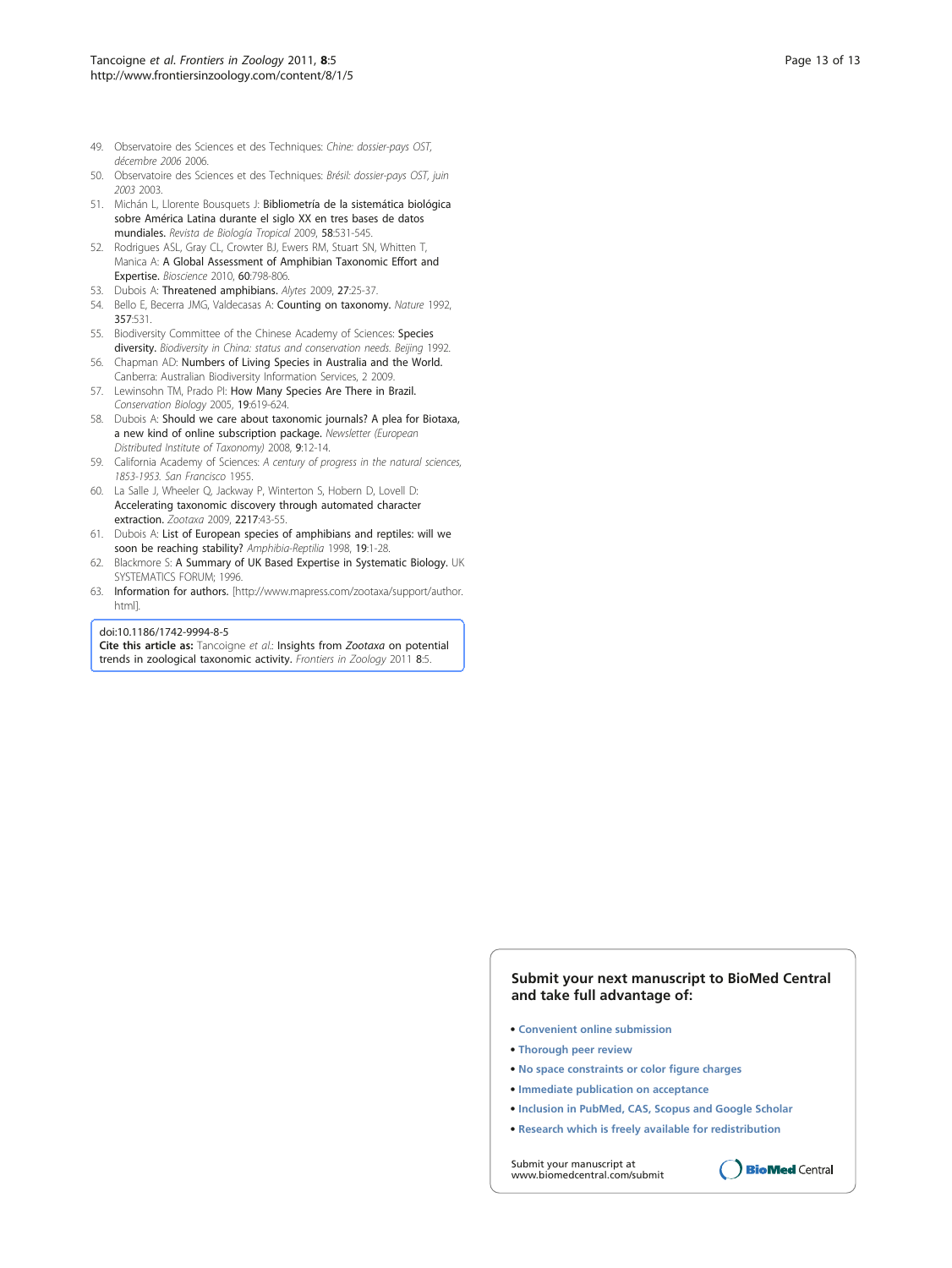49. Observatoire des Sciences et des Techniques: *Chine: dossier-pays OST, décembre 2006* 2006.
50. Observatoire des Sciences et des Techniques: *Brésil: dossier-pays OST, juin 2003* 2003.
51. Michán L, Llorente Bousquets J: **Bibliometría de la sistemática biológica sobre América Latina durante el siglo XX en tres bases de datos mundiales.** *Revista de Biología Tropical* 2009, **58**:531-545.
52. Rodrigues ASL, Gray CL, Crowter BJ, Ewers RM, Stuart SN, Whitten T, Manica A: **A Global Assessment of Amphibian Taxonomic Effort and Expertise.** *Bioscience* 2010, **60**:798-806.
53. Dubois A: **Threatened amphibians.** *Alytes* 2009, **27**:25-37.
54. Bello E, Becerra JMG, Valdecasas A: **Counting on taxonomy.** *Nature* 1992, **357**:531.
55. Biodiversity Committee of the Chinese Academy of Sciences: **Species diversity.** *Biodiversity in China: status and conservation needs. Beijing* 1992.
56. Chapman AD: **Numbers of Living Species in Australia and the World.** Canberra: Australian Biodiversity Information Services, 2 2009.
57. Lewinsohn TM, Prado PI: **How Many Species Are There in Brazil.** *Conservation Biology* 2005, **19**:619-624.
58. Dubois A: **Should we care about taxonomic journals? A plea for Biotaxa, a new kind of online subscription package.** *Newsletter (European Distributed Institute of Taxonomy)* 2008, **9**:12-14.
59. California Academy of Sciences: *A century of progress in the natural sciences, 1853-1953. San Francisco* 1955.
60. La Salle J, Wheeler Q, Jackway P, Winterton S, Hobern D, Lovell D: **Accelerating taxonomic discovery through automated character extraction.** *Zootaxa* 2009, **2217**:43-55.
61. Dubois A: **List of European species of amphibians and reptiles: will we soon be reaching stability?** *Amphibia-Reptilia* 1998, **19**:1-28.
62. Blackmore S: **A Summary of UK Based Expertise in Systematic Biology.** UK SYSTEMATICS FORUM; 1996.
63. **Information for authors.** [http://www.mapress.com/zootaxa/support/author.html].

doi:10.1186/1742-9994-8-5
**Cite this article as:** Tancoigne *et al.*: Insights from *Zootaxa* on potential trends in zoological taxonomic activity. *Frontiers in Zoology* 2011 **8**:5.

**Submit your next manuscript to BioMed Central and take full advantage of:**

- Convenient online submission
- Thorough peer review
- No space constraints or color figure charges
- Immediate publication on acceptance
- Inclusion in PubMed, CAS, Scopus and Google Scholar
- Research which is freely available for redistribution

Submit your manuscript at
www.biomedcentral.com/submit

BioMed Central